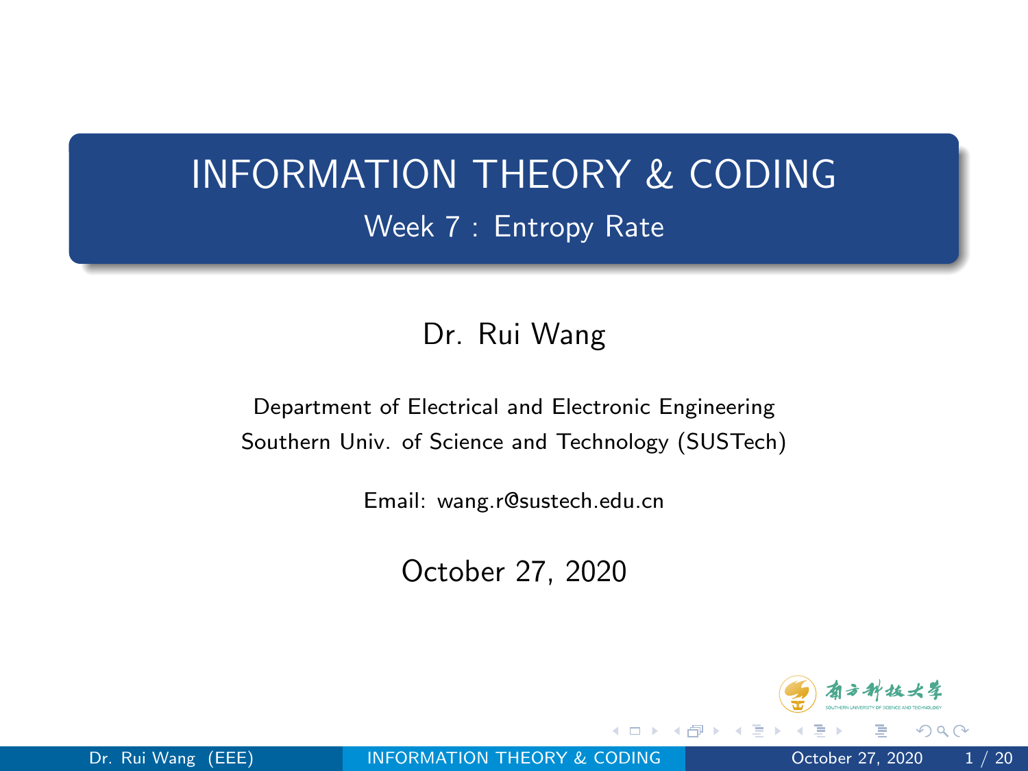# INFORMATION THEORY & CODING

## Week 7 : Entropy Rate

Dr. Rui Wang

Department of Electrical and Electronic Engineering
Southern Univ. of Science and Technology (SUSTech)

Email: wang.r@sustech.edu.cn

October 27, 2020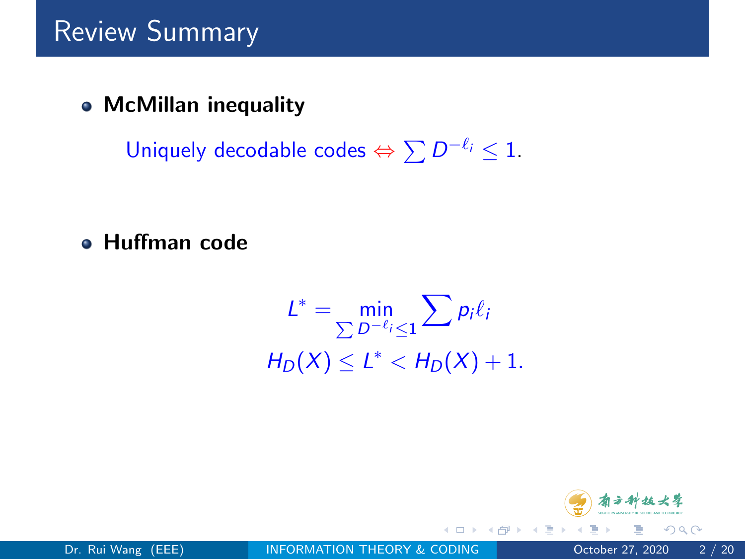## Review Summary

- **McMillan inequality**

  Uniquely decodable codes $\Leftrightarrow \sum D^{-\ell_i} \leq 1$.

- **Huffman code**

$$L^* = \min_{\sum D^{-\ell_i} \leq 1} \sum p_i \ell_i$$

$$H_D(X) \leq L^* < H_D(X) + 1.$$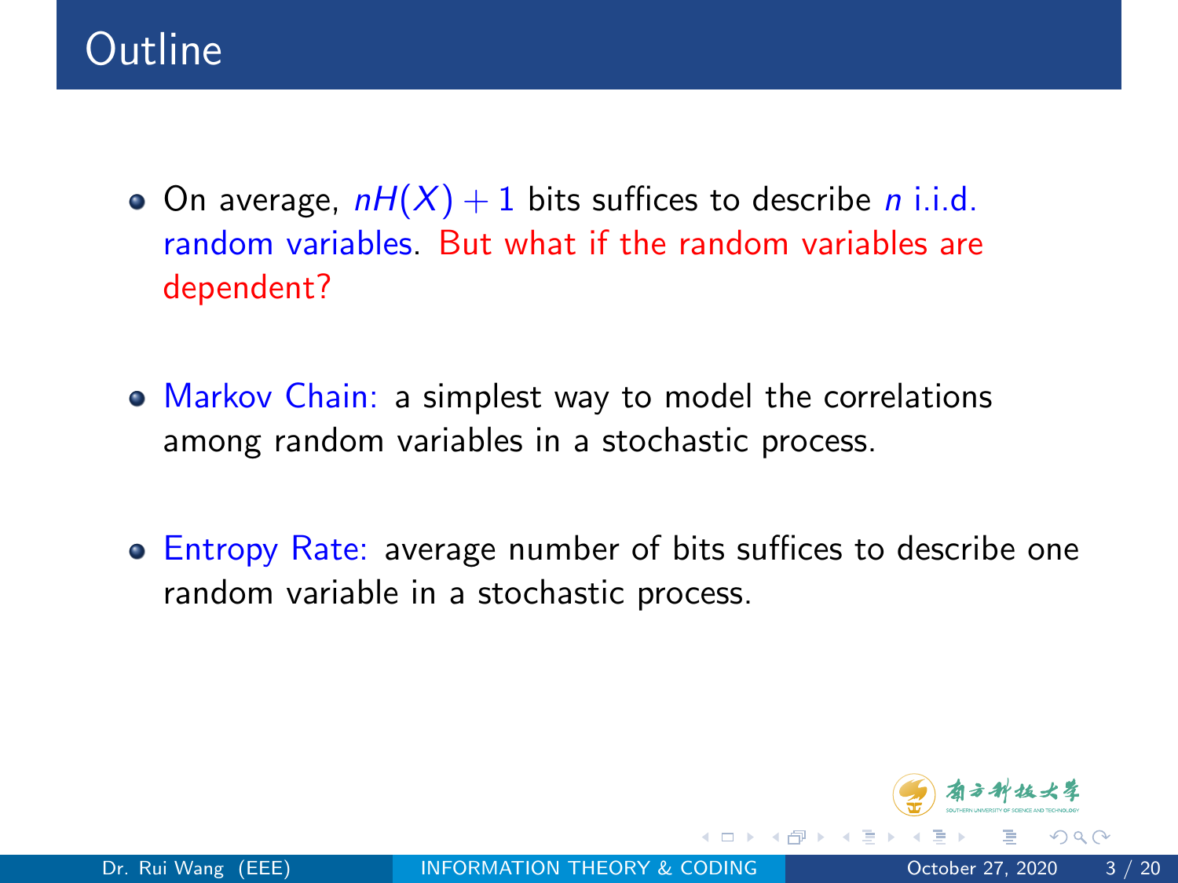# Outline

- On average, $nH(X) + 1$ bits suffices to describe $n$ i.i.d. random variables. But what if the random variables are dependent?

- Markov Chain: a simplest way to model the correlations among random variables in a stochastic process.

- Entropy Rate: average number of bits suffices to describe one random variable in a stochastic process.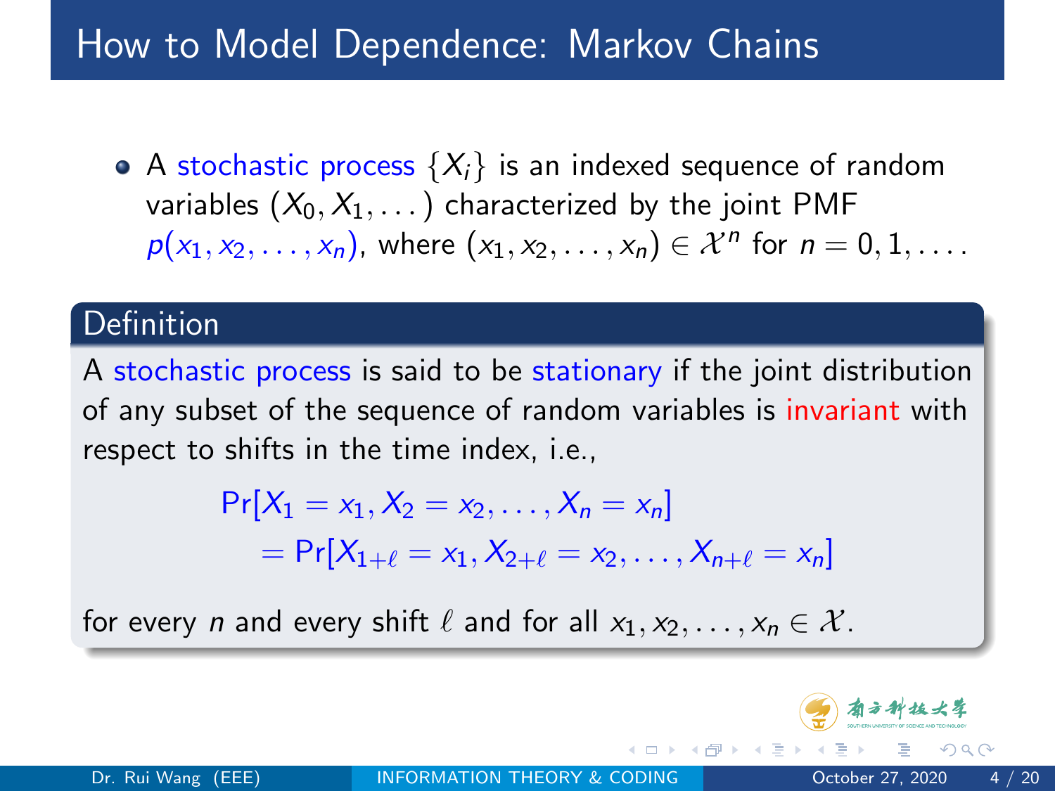# How to Model Dependence: Markov Chains

- A stochastic process $\{X_i\}$ is an indexed sequence of random variables $(X_0, X_1, \ldots)$ characterized by the joint PMF $p(x_1, x_2, \ldots, x_n)$, where $(x_1, x_2, \ldots, x_n) \in \mathcal{X}^n$ for $n = 0, 1, \ldots$.

**Definition**

A stochastic process is said to be stationary if the joint distribution of any subset of the sequence of random variables is invariant with respect to shifts in the time index, i.e.,

$$
\begin{aligned}
&\Pr[X_1 = x_1, X_2 = x_2, \ldots, X_n = x_n] \\
&\quad = \Pr[X_{1+\ell} = x_1, X_{2+\ell} = x_2, \ldots, X_{n+\ell} = x_n]
\end{aligned}
$$

for every $n$ and every shift $\ell$ and for all $x_1, x_2, \ldots, x_n \in \mathcal{X}$.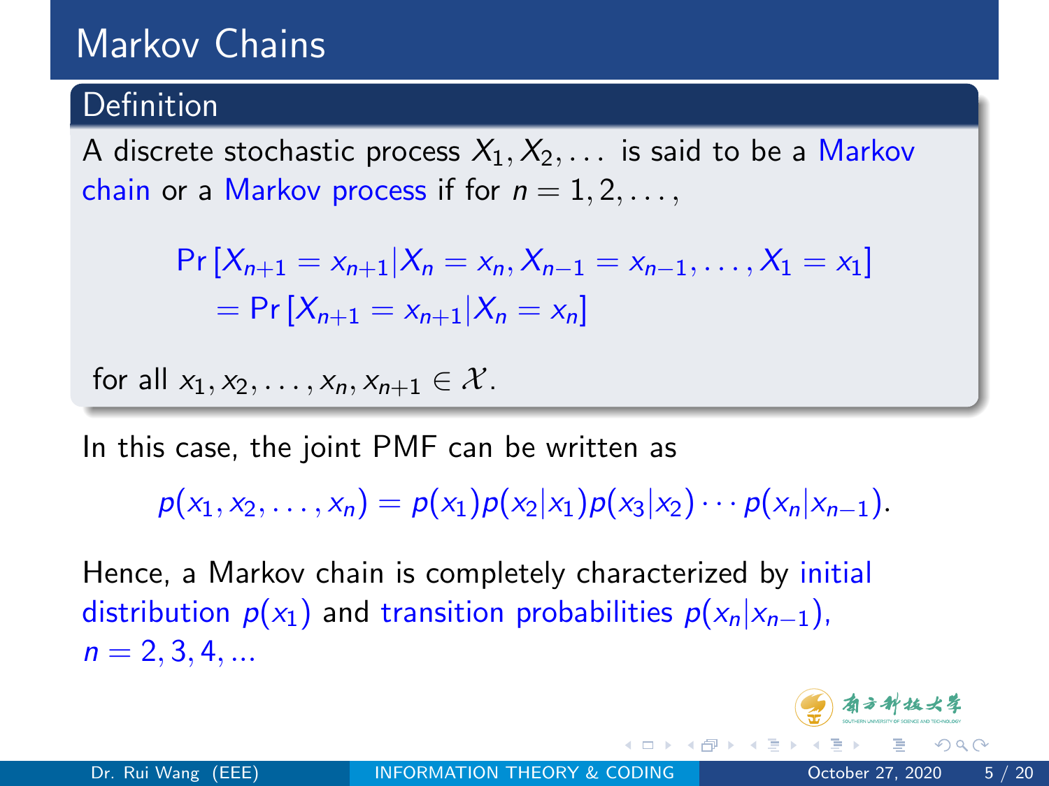# Markov Chains

**Definition**

A discrete stochastic process $X_1, X_2, \ldots$ is said to be a Markov chain or a Markov process if for $n = 1, 2, \ldots,$

$$
\begin{aligned}
&\Pr\left[X_{n+1} = x_{n+1} | X_n = x_n, X_{n-1} = x_{n-1}, \ldots, X_1 = x_1\right] \\
&\quad = \Pr\left[X_{n+1} = x_{n+1} | X_n = x_n\right]
\end{aligned}
$$

for all $x_1, x_2, \ldots, x_n, x_{n+1} \in \mathcal{X}$.

In this case, the joint PMF can be written as

$$
p(x_1, x_2, \ldots, x_n) = p(x_1) p(x_2|x_1) p(x_3|x_2) \cdots p(x_n|x_{n-1}).
$$

Hence, a Markov chain is completely characterized by initial distribution $p(x_1)$ and transition probabilities $p(x_n|x_{n-1})$, $n = 2, 3, 4, \ldots$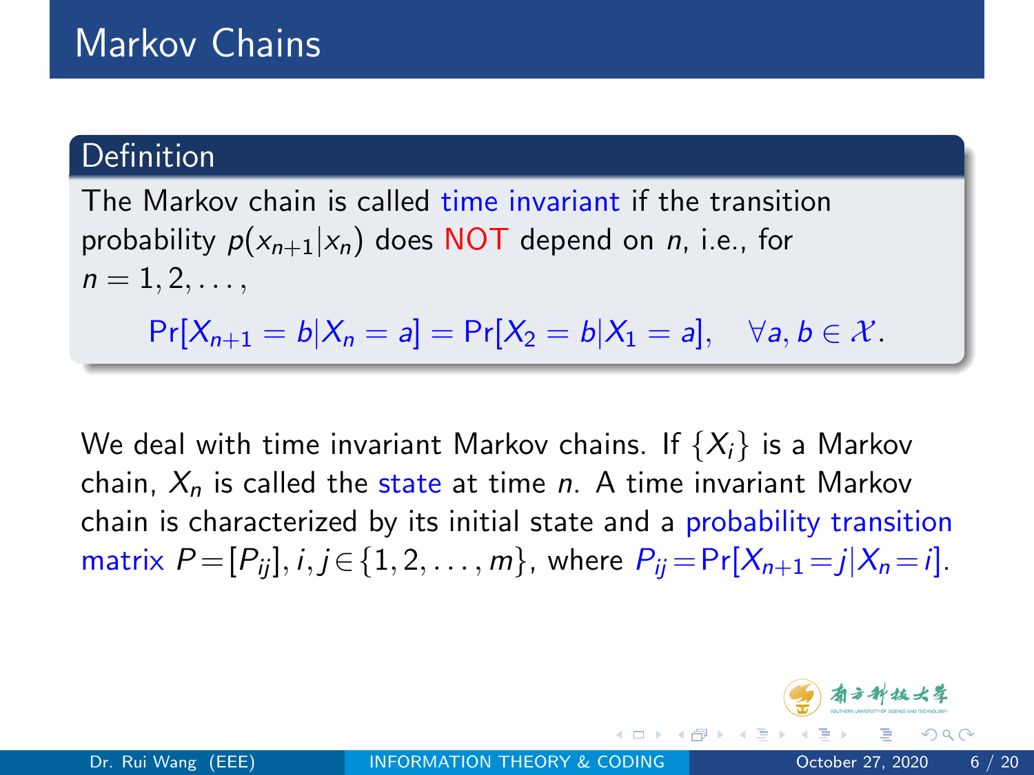# Markov Chains

**Definition**

The Markov chain is called time invariant if the transition probability $p(x_{n+1}|x_n)$ does NOT depend on $n$, i.e., for $n = 1, 2, \ldots,$

$$\Pr[X_{n+1} = b|X_n = a] = \Pr[X_2 = b|X_1 = a], \quad \forall a, b \in \mathcal{X}.$$

We deal with time invariant Markov chains. If $\{X_i\}$ is a Markov chain, $X_n$ is called the state at time $n$. A time invariant Markov chain is characterized by its initial state and a probability transition matrix $P = [P_{ij}], i, j \in \{1, 2, \ldots, m\}$, where $P_{ij} = \Pr[X_{n+1} = j|X_n = i]$.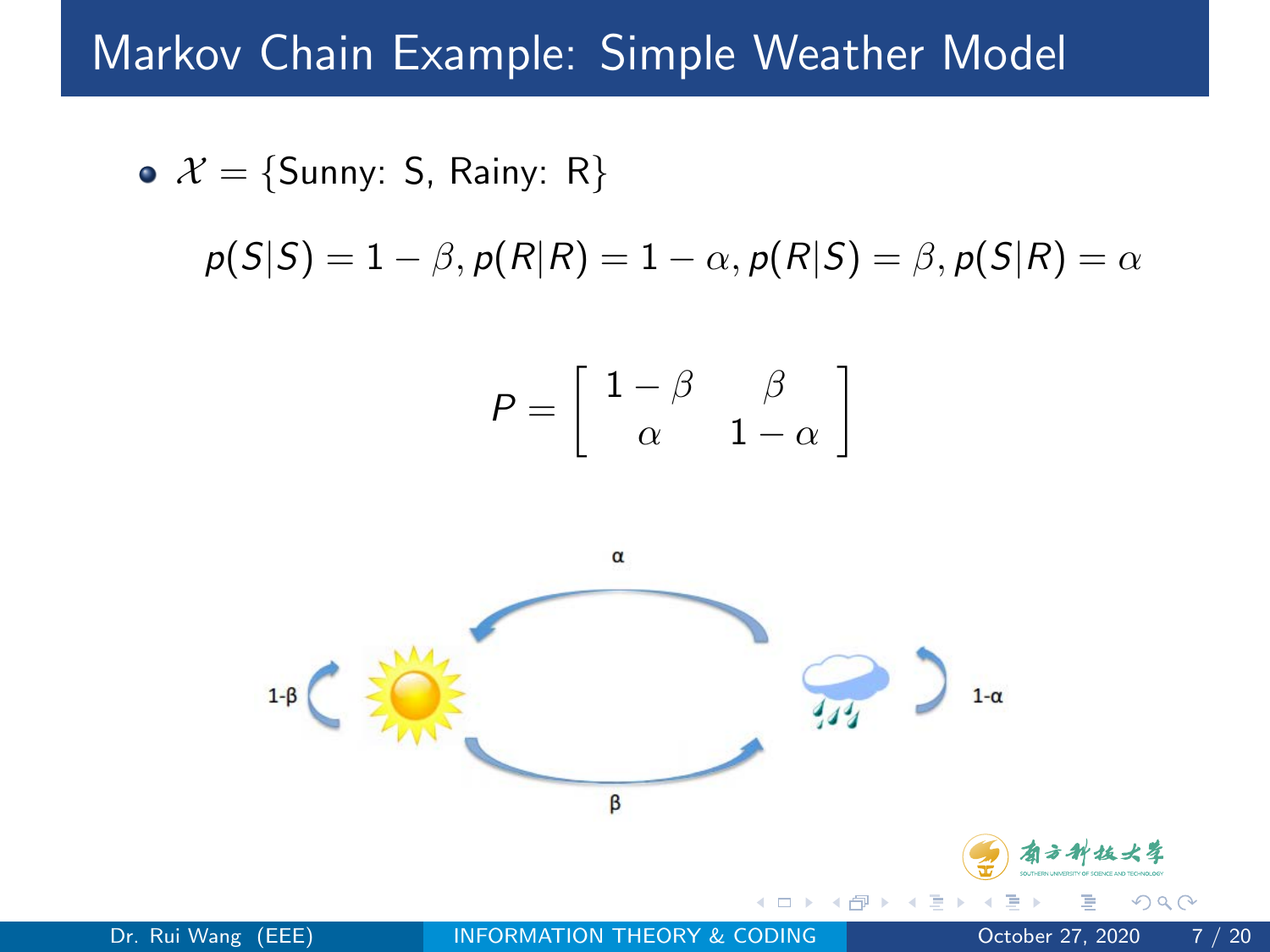# Markov Chain Example: Simple Weather Model

- $\mathcal{X} = \{\text{Sunny: S, Rainy: R}\}$

$$p(S|S) = 1 - \beta, p(R|R) = 1 - \alpha, p(R|S) = \beta, p(S|R) = \alpha$$

$$P = \begin{bmatrix} 1-\beta & \beta \\ \alpha & 1-\alpha \end{bmatrix}$$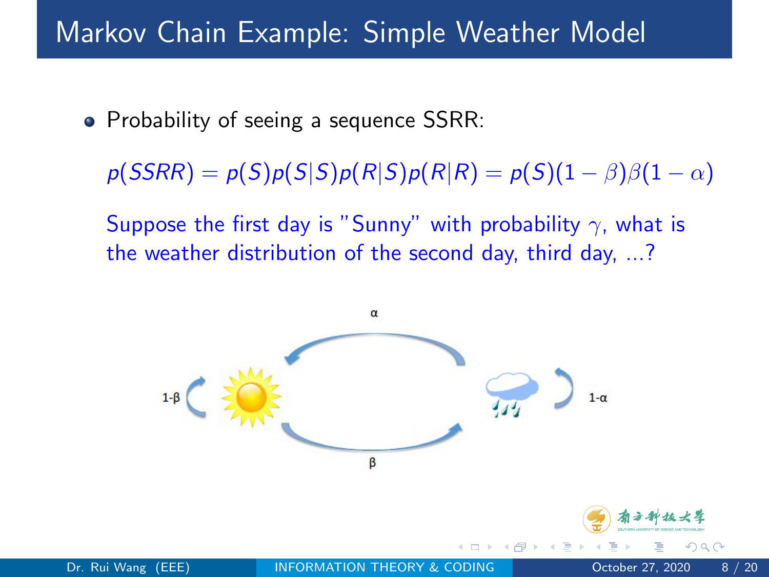# Markov Chain Example: Simple Weather Model

- Probability of seeing a sequence SSRR:

  $p(SSRR) = p(S)p(S|S)p(R|S)p(R|R) = p(S)(1-\beta)\beta(1-\alpha)$

  Suppose the first day is "Sunny" with probability $\gamma$, what is the weather distribution of the second day, third day, ...?

α

1-β

1-α

β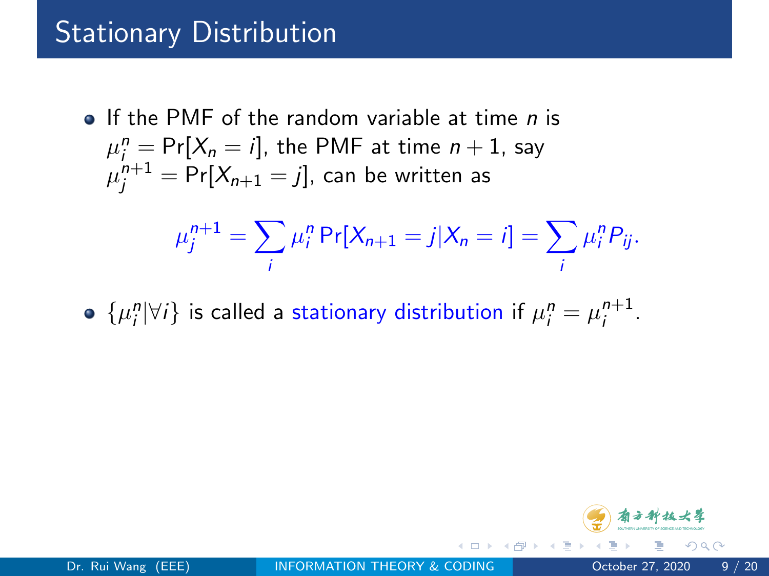# Stationary Distribution

- If the PMF of the random variable at time $n$ is $\mu_i^n = \Pr[X_n = i]$, the PMF at time $n+1$, say $\mu_j^{n+1} = \Pr[X_{n+1} = j]$, can be written as

$$\mu_j^{n+1} = \sum_i \mu_i^n \Pr[X_{n+1} = j | X_n = i] = \sum_i \mu_i^n P_{ij}.$$

- $\{\mu_i^n | \forall i\}$ is called a stationary distribution if $\mu_i^n = \mu_i^{n+1}$.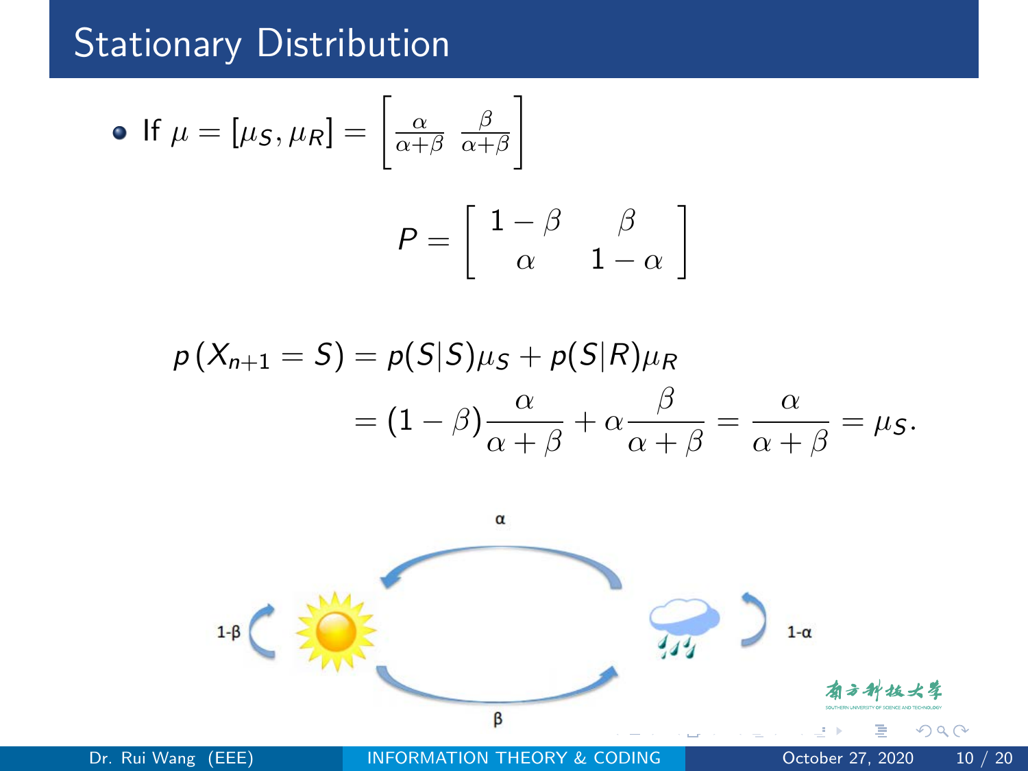# Stationary Distribution

- If $\mu = [\mu_S, \mu_R] = \left[ \frac{\alpha}{\alpha+\beta} \ \frac{\beta}{\alpha+\beta} \right]$

$$P = \left[ \begin{array}{cc} 1-\beta & \beta \\ \alpha & 1-\alpha \end{array} \right]$$

$$\begin{aligned} p\left(X_{n+1} = S\right) &= p(S|S)\mu_S + p(S|R)\mu_R \\ &= (1-\beta)\frac{\alpha}{\alpha+\beta} + \alpha\frac{\beta}{\alpha+\beta} = \frac{\alpha}{\alpha+\beta} = \mu_S. \end{aligned}$$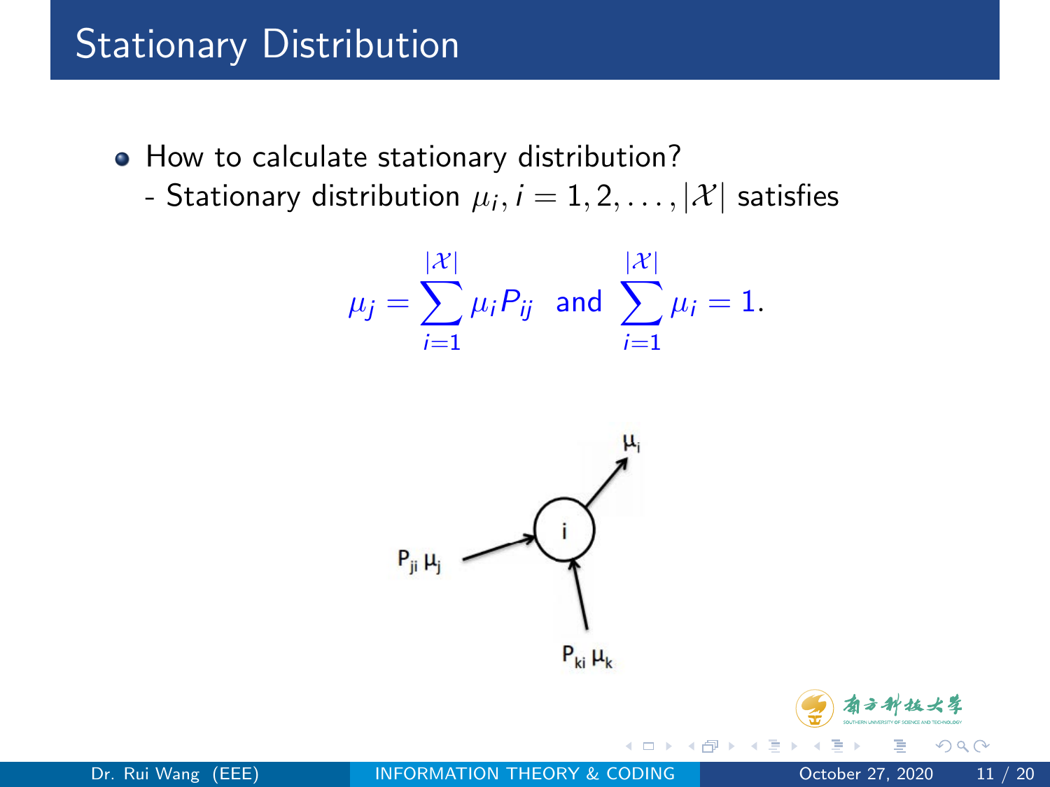# Stationary Distribution

- How to calculate stationary distribution?
  - Stationary distribution $\mu_i, i = 1, 2, \ldots, |\mathcal{X}|$ satisfies

$$\mu_j = \sum_{i=1}^{|\mathcal{X}|} \mu_i P_{ij} \text{ and } \sum_{i=1}^{|\mathcal{X}|} \mu_i = 1.$$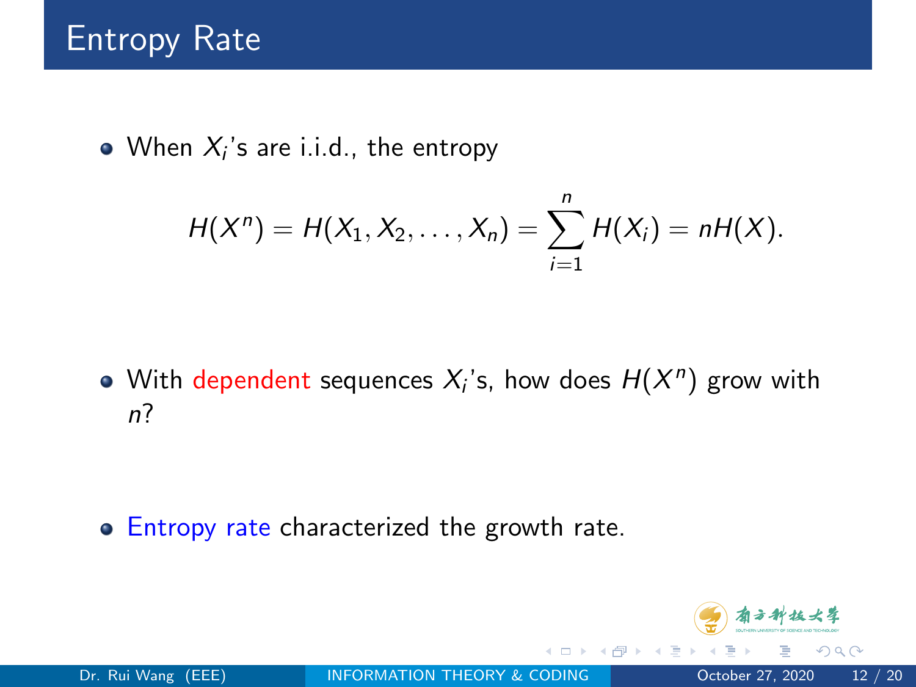# Entropy Rate

- When $X_i$'s are i.i.d., the entropy

$$H(X^n) = H(X_1, X_2, \ldots, X_n) = \sum_{i=1}^{n} H(X_i) = nH(X).$$

- With dependent sequences $X_i$'s, how does $H(X^n)$ grow with $n$?

- Entropy rate characterized the growth rate.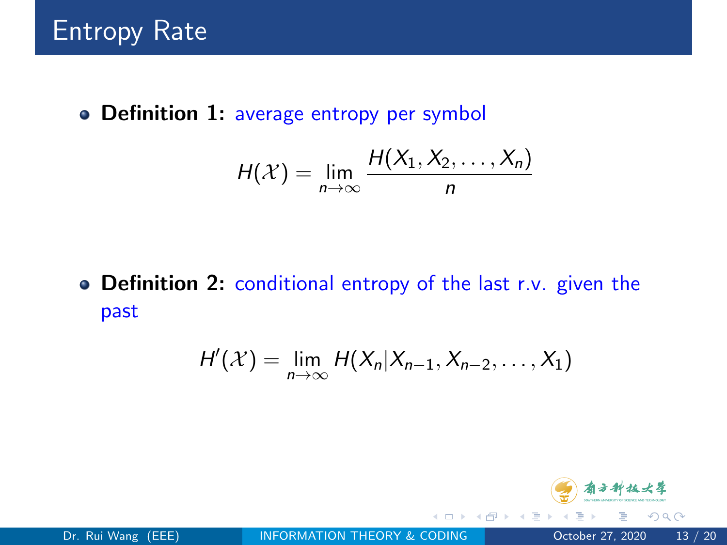# Entropy Rate

- **Definition 1:** average entropy per symbol

$$H(\mathcal{X}) = \lim_{n \to \infty} \frac{H(X_1, X_2, \ldots, X_n)}{n}$$

- **Definition 2:** conditional entropy of the last r.v. given the past

$$H'(\mathcal{X}) = \lim_{n \to \infty} H(X_n | X_{n-1}, X_{n-2}, \ldots, X_1)$$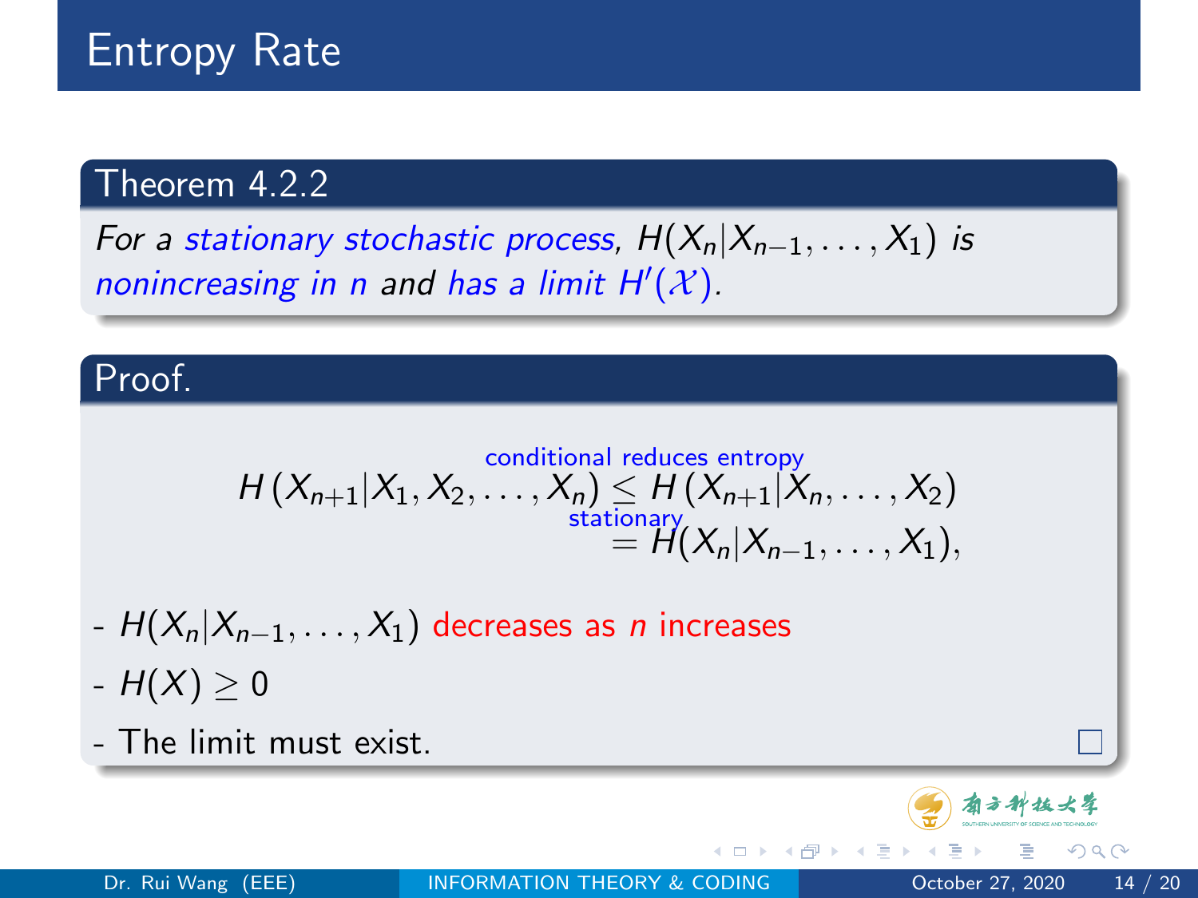# Entropy Rate

**Theorem 4.2.2**

*For a stationary stochastic process, $H(X_n|X_{n-1}, \ldots, X_1)$ is nonincreasing in $n$ and has a limit $H'(\mathcal{X})$.*

**Proof.**

$$H\left(X_{n+1}|X_1, X_2, \ldots, X_n\right) \overset{\text{conditional reduces entropy}}{\leq} H\left(X_{n+1}|X_n, \ldots, X_2\right) \overset{\text{stationary}}{=} H(X_n|X_{n-1}, \ldots, X_1),$$

- $H(X_n|X_{n-1}, \ldots, X_1)$ decreases as $n$ increases
- $H(X) \geq 0$
- The limit must exist. □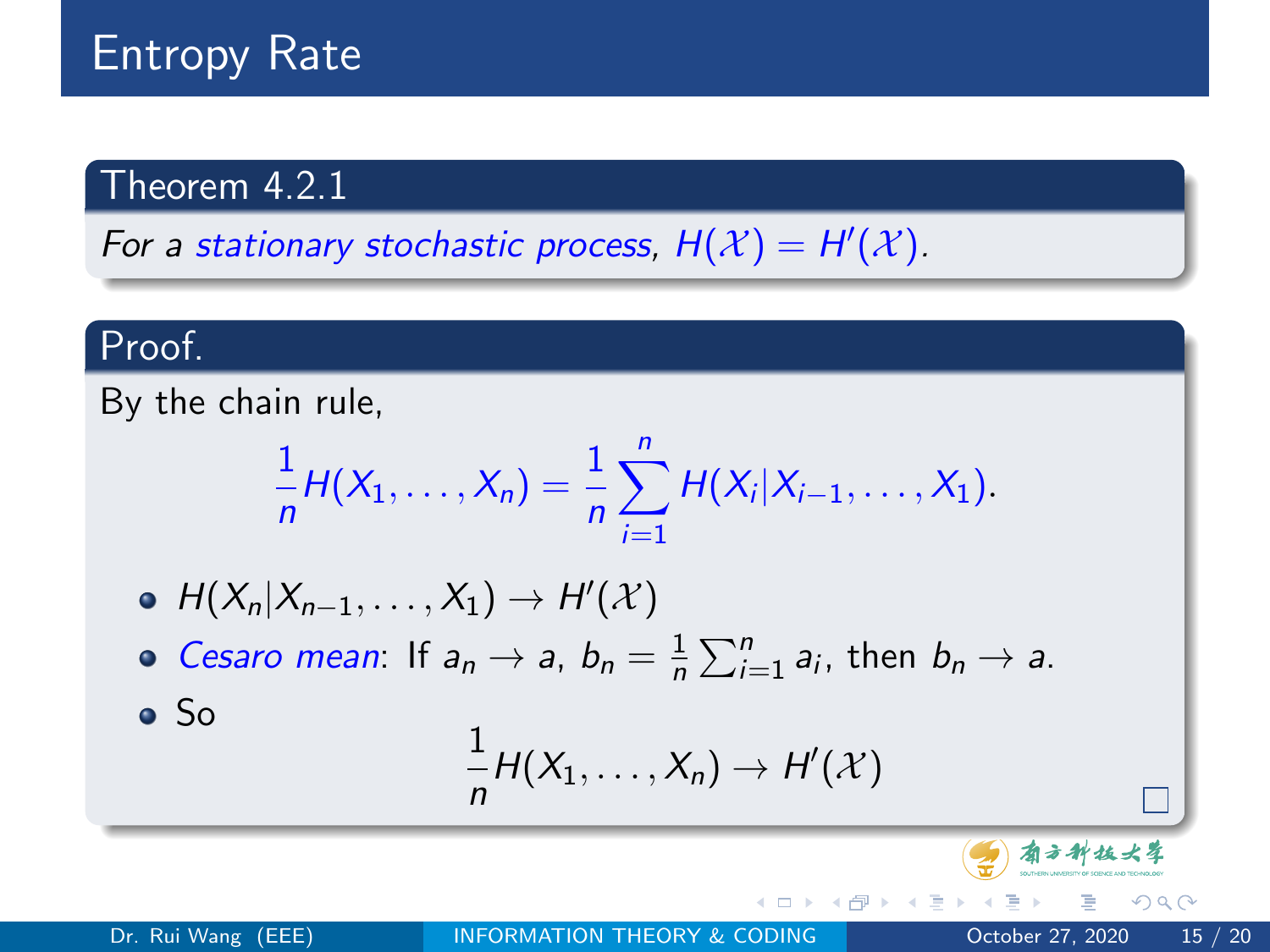# Entropy Rate

**Theorem 4.2.1**

*For a stationary stochastic process, $H(\mathcal{X}) = H'(\mathcal{X})$.*

**Proof.**

By the chain rule,

$$\frac{1}{n}H(X_1, \ldots, X_n) = \frac{1}{n}\sum_{i=1}^{n} H(X_i|X_{i-1}, \ldots, X_1).$$

- $H(X_n|X_{n-1}, \ldots, X_1) \to H'(\mathcal{X})$
- *Cesaro mean*: If $a_n \to a$, $b_n = \frac{1}{n}\sum_{i=1}^{n} a_i$, then $b_n \to a$.
- So
$$\frac{1}{n}H(X_1, \ldots, X_n) \to H'(\mathcal{X})$$

□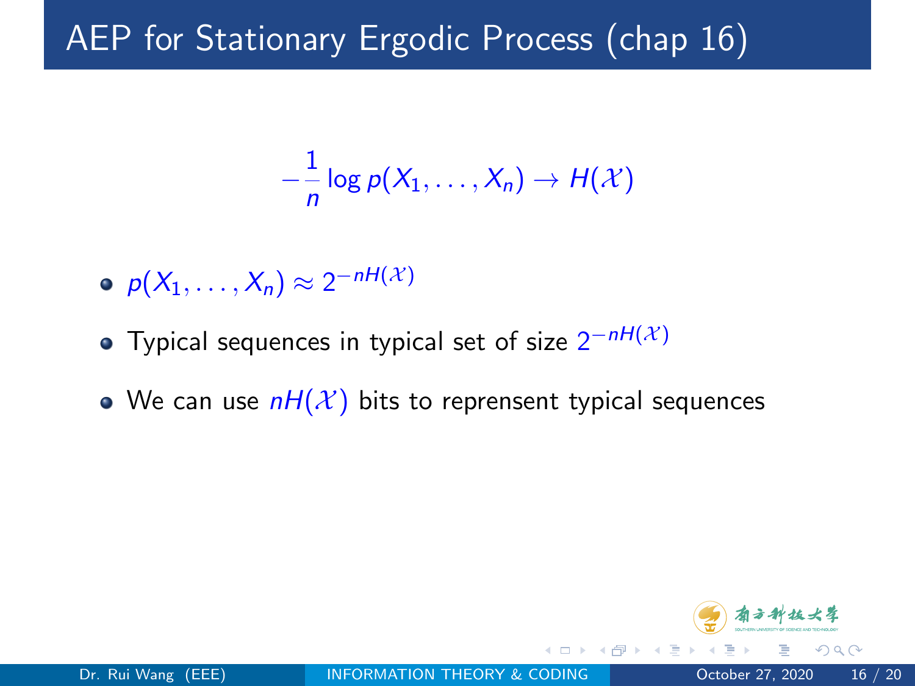# AEP for Stationary Ergodic Process (chap 16)

$$-\frac{1}{n}\log p(X_1,\ldots,X_n) \to H(\mathcal{X})$$

- $p(X_1,\ldots,X_n) \approx 2^{-nH(\mathcal{X})}$
- Typical sequences in typical set of size $2^{-nH(\mathcal{X})}$
- We can use $nH(\mathcal{X})$ bits to reprensent typical sequences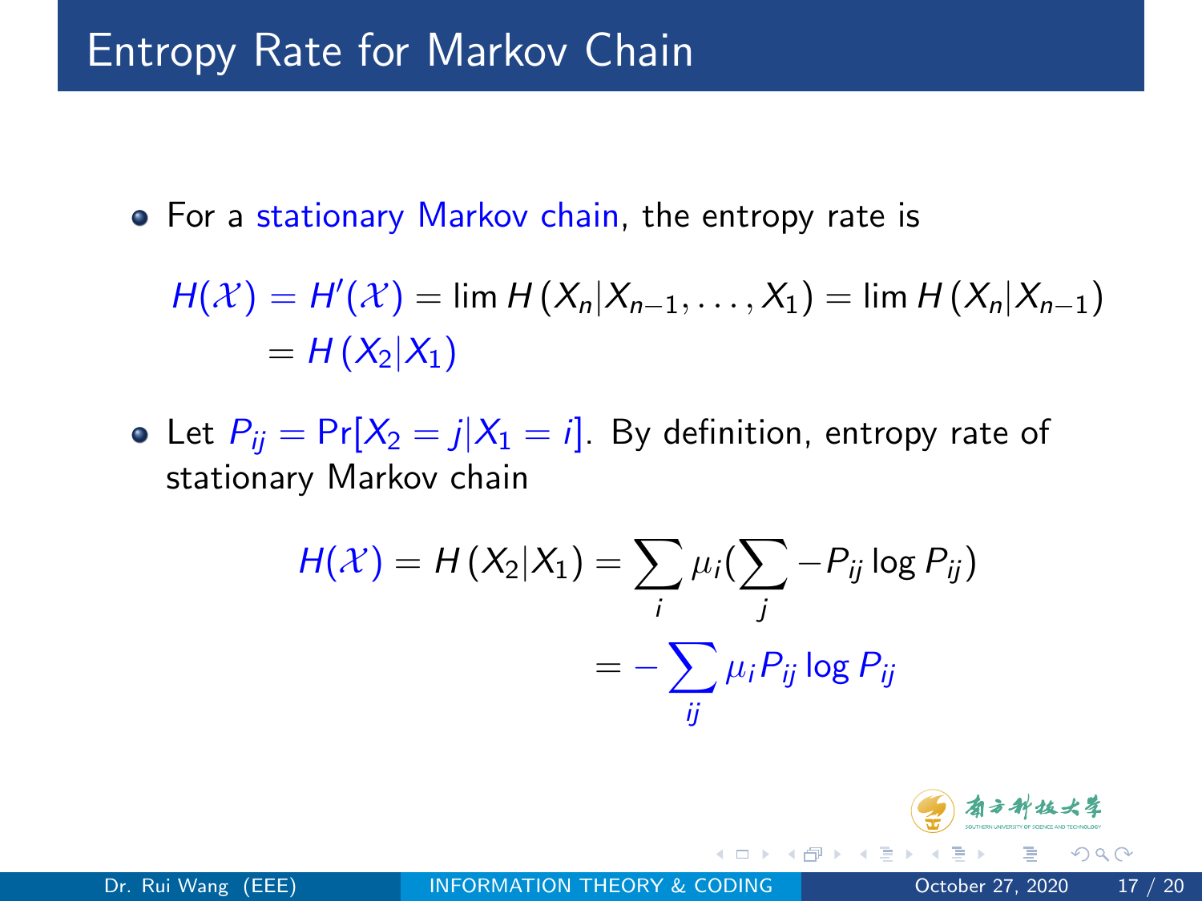# Entropy Rate for Markov Chain

- For a stationary Markov chain, the entropy rate is

$$H(\mathcal{X}) = H'(\mathcal{X}) = \lim H(X_n | X_{n-1}, \ldots, X_1) = \lim H(X_n | X_{n-1})$$
$$= H(X_2 | X_1)$$

- Let $P_{ij} = \Pr[X_2 = j | X_1 = i]$. By definition, entropy rate of stationary Markov chain

$$H(\mathcal{X}) = H(X_2 | X_1) = \sum_i \mu_i (\sum_j -P_{ij} \log P_{ij})$$
$$= -\sum_{ij} \mu_i P_{ij} \log P_{ij}$$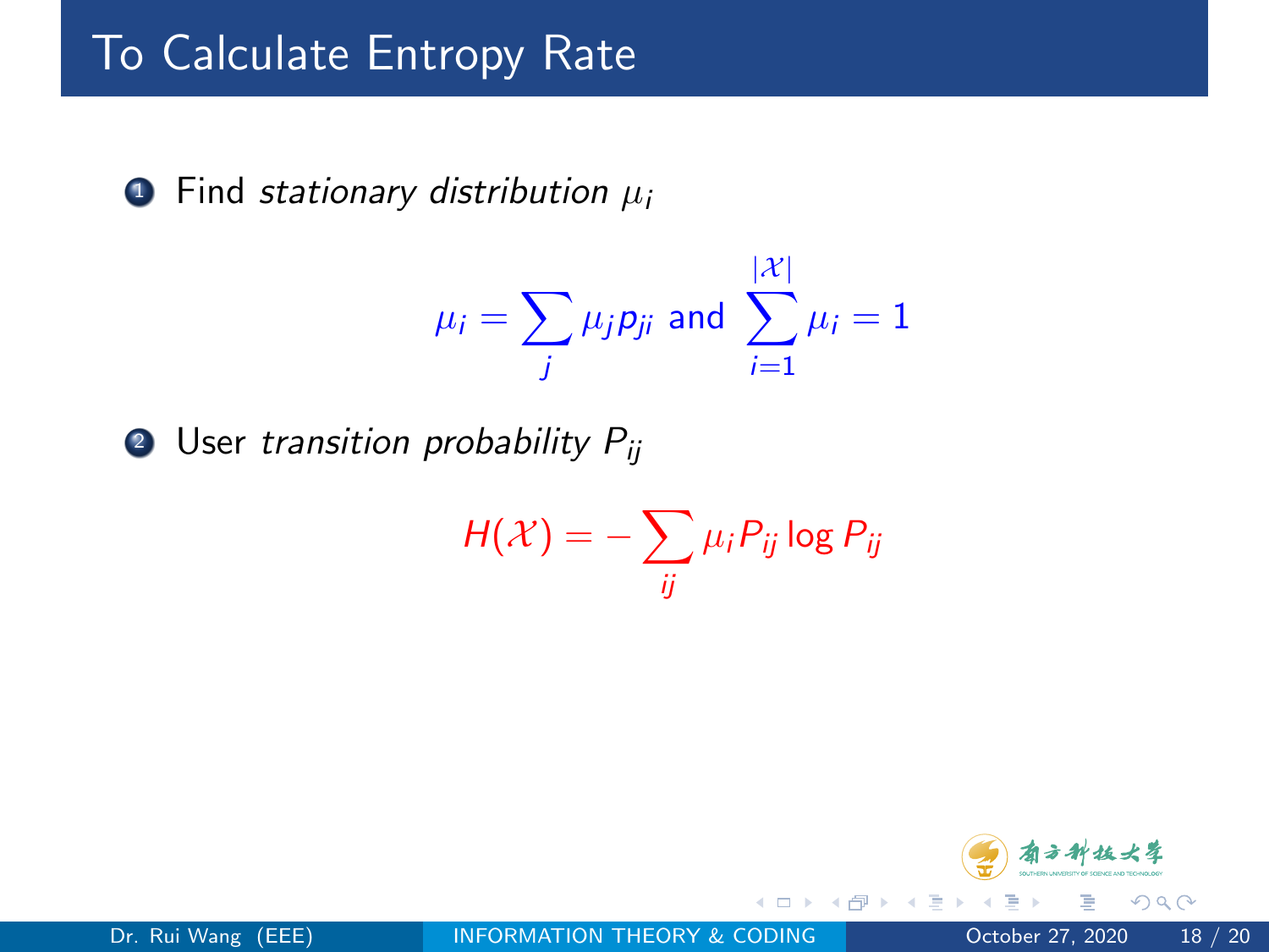# To Calculate Entropy Rate

1. Find *stationary distribution* $\mu_i$

$$\mu_i = \sum_j \mu_j p_{ji} \text{ and } \sum_{i=1}^{|\mathcal{X}|} \mu_i = 1$$

2. User *transition probability* $P_{ij}$

$$H(\mathcal{X}) = -\sum_{ij} \mu_i P_{ij} \log P_{ij}$$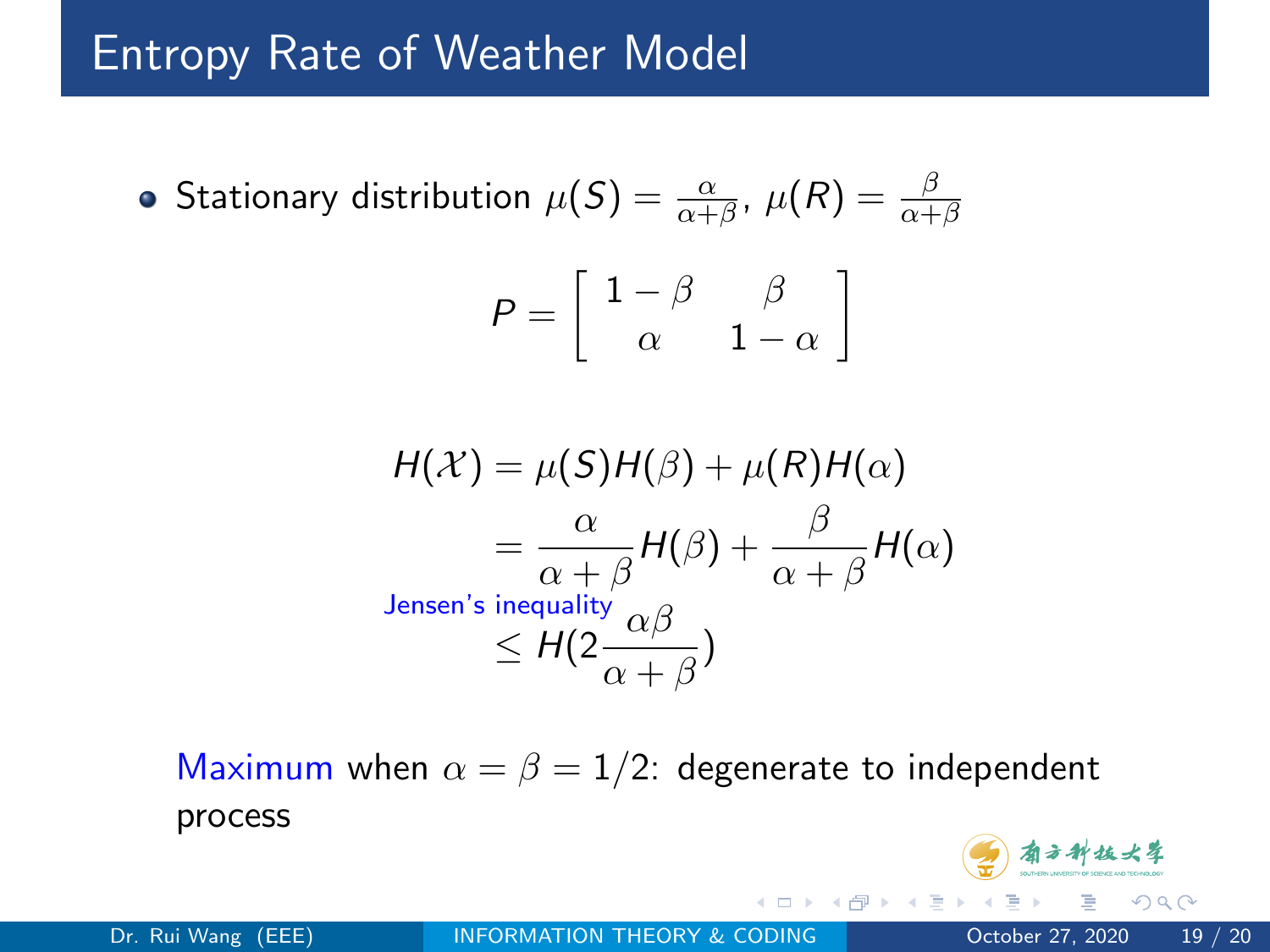# Entropy Rate of Weather Model

- Stationary distribution $\mu(S) = \frac{\alpha}{\alpha+\beta}$, $\mu(R) = \frac{\beta}{\alpha+\beta}$

$$P = \begin{bmatrix} 1-\beta & \beta \\ \alpha & 1-\alpha \end{bmatrix}$$

$$\begin{aligned} H(\mathcal{X}) &= \mu(S)H(\beta) + \mu(R)H(\alpha) \\ &= \frac{\alpha}{\alpha+\beta}H(\beta) + \frac{\beta}{\alpha+\beta}H(\alpha) \\ &\overset{\text{Jensen's inequality}}{\leq} H\left(2\frac{\alpha\beta}{\alpha+\beta}\right) \end{aligned}$$

Maximum when $\alpha = \beta = 1/2$: degenerate to independent process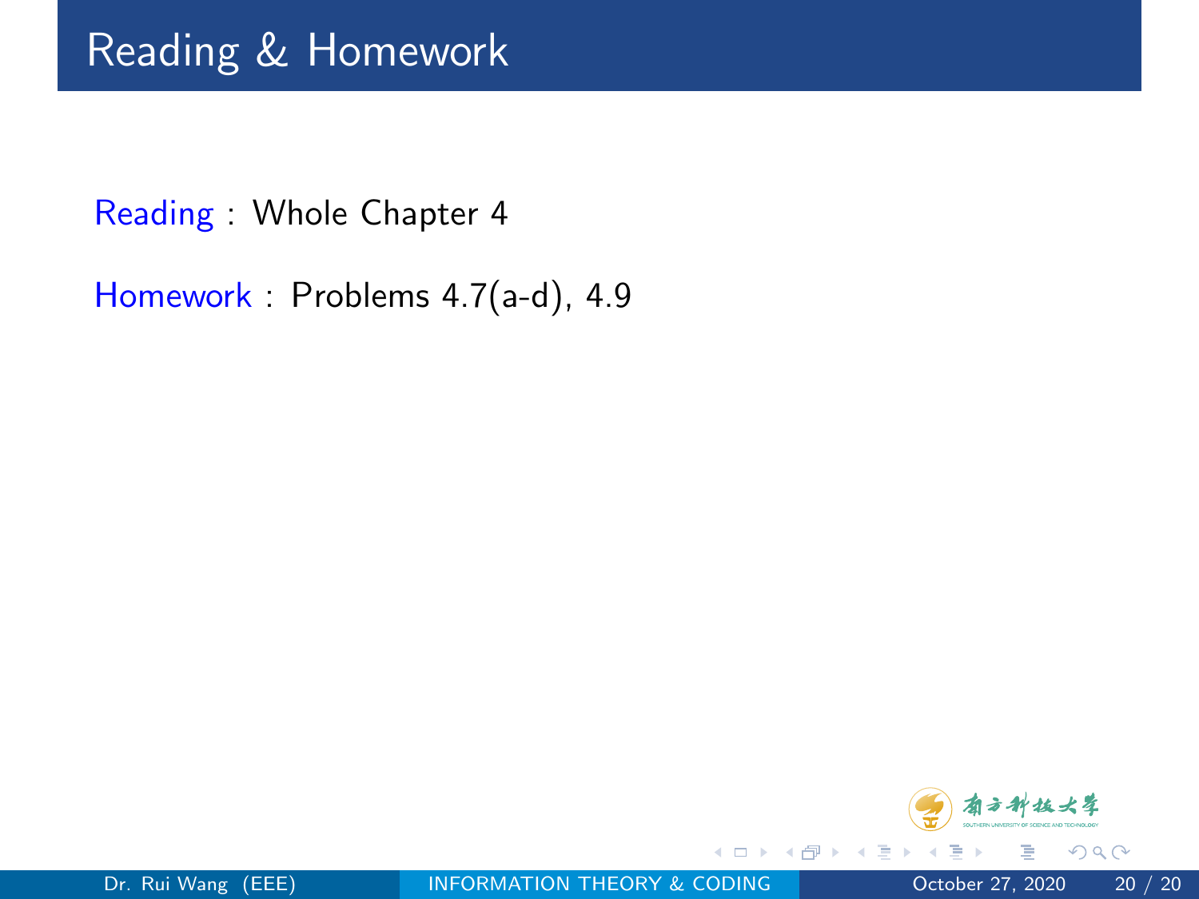# Reading & Homework

Reading : Whole Chapter 4

Homework : Problems 4.7(a-d), 4.9